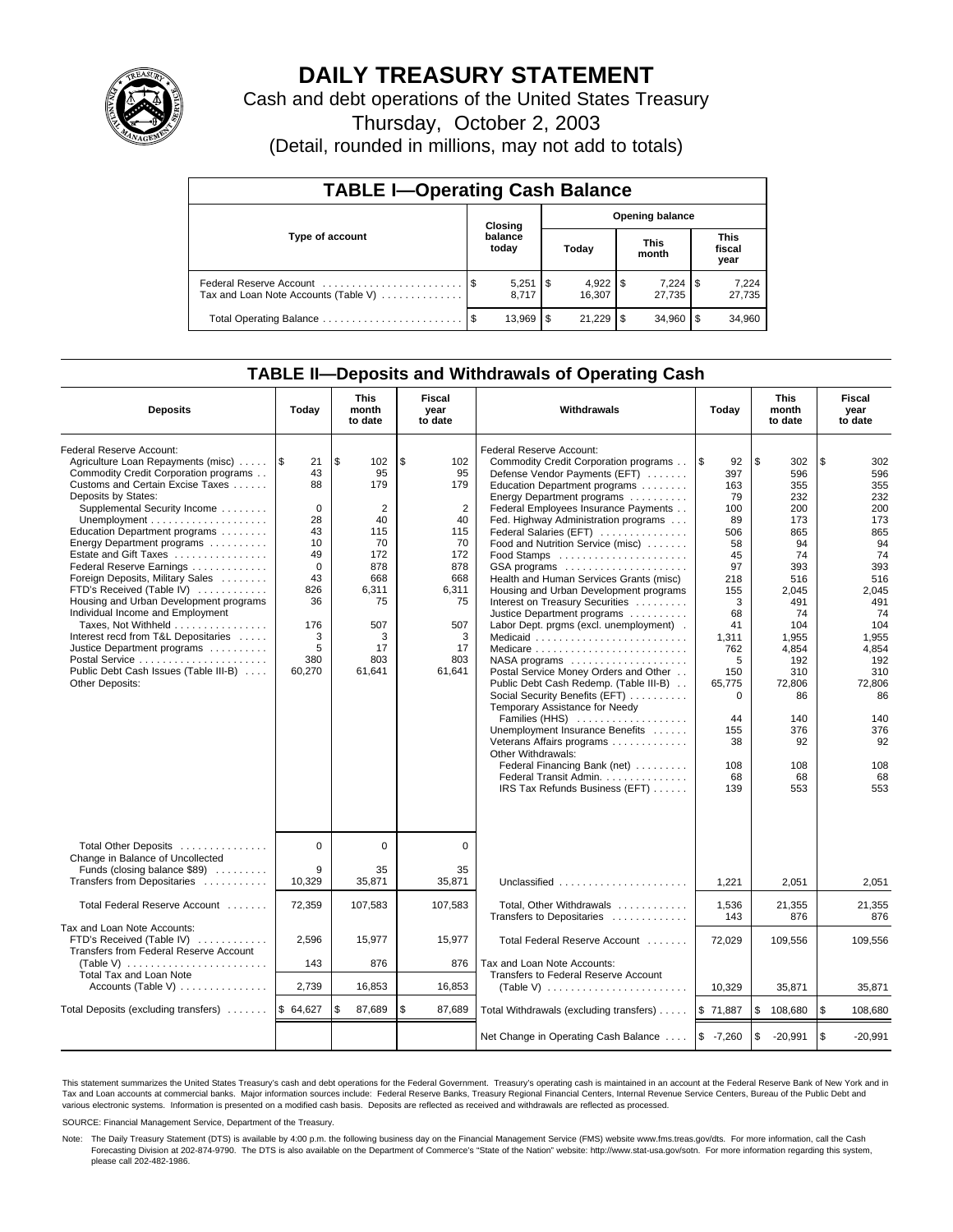# DAILY TREASURY STATEMENT

Cash and debt operations of the United States Treasury

Thursday, October 2, 2003

(Detail, rounded in millions, may not add to totals)

## TABLE I—Operating Cash Balance

| Type of account | Closing balance today | Opening balance Today | Opening balance This month | Opening balance This fiscal year |
|---|---|---|---|---|
| Federal Reserve Account | $ 5,251 | $ 4,922 | $ 7,224 | $ 7,224 |
| Tax and Loan Note Accounts (Table V) | 8,717 | 16,307 | 27,735 | 27,735 |
| Total Operating Balance | $ 13,969 | $ 21,229 | $ 34,960 | $ 34,960 |

## TABLE II—Deposits and Withdrawals of Operating Cash

| Deposits | Today | This month to date | Fiscal year to date | Withdrawals | Today | This month to date | Fiscal year to date |
|---|---|---|---|---|---|---|---|
| Federal Reserve Account: | | | | Federal Reserve Account: | | | |
| Agriculture Loan Repayments (misc) | $ 21 | $ 102 | $ 102 | Commodity Credit Corporation programs | $ 92 | $ 302 | $ 302 |
| Commodity Credit Corporation programs | 43 | 95 | 95 | Defense Vendor Payments (EFT) | 397 | 596 | 596 |
| Customs and Certain Excise Taxes | 88 | 179 | 179 | Education Department programs | 163 | 355 | 355 |
| Deposits by States: | | | | Energy Department programs | 79 | 232 | 232 |
| Supplemental Security Income | 0 | 2 | 2 | Federal Employees Insurance Payments | 100 | 200 | 200 |
| Unemployment | 28 | 40 | 40 | Fed. Highway Administration programs | 89 | 173 | 173 |
| Education Department programs | 43 | 115 | 115 | Federal Salaries (EFT) | 506 | 865 | 865 |
| Energy Department programs | 10 | 70 | 70 | Food and Nutrition Service (misc) | 58 | 94 | 94 |
| Estate and Gift Taxes | 49 | 172 | 172 | Food Stamps | 45 | 74 | 74 |
| Federal Reserve Earnings | 0 | 878 | 878 | GSA programs | 97 | 393 | 393 |
| Foreign Deposits, Military Sales | 43 | 668 | 668 | Health and Human Services Grants (misc) | 218 | 516 | 516 |
| FTD's Received (Table IV) | 826 | 6,311 | 6,311 | Housing and Urban Development programs | 155 | 2,045 | 2,045 |
| Housing and Urban Development programs | 36 | 75 | 75 | Interest on Treasury Securities | 3 | 491 | 491 |
| Individual Income and Employment | | | | Justice Department programs | 68 | 74 | 74 |
| Taxes, Not Withheld | 176 | 507 | 507 | Labor Dept. prgms (excl. unemployment) | 41 | 104 | 104 |
| Interest recd from T&L Depositaries | 3 | 3 | 3 | Medicaid | 1,311 | 1,955 | 1,955 |
| Justice Department programs | 5 | 17 | 17 | Medicare | 762 | 4,854 | 4,854 |
| Postal Service | 380 | 803 | 803 | NASA programs | 5 | 192 | 192 |
| Public Debt Cash Issues (Table III-B) | 60,270 | 61,641 | 61,641 | Postal Service Money Orders and Other | 150 | 310 | 310 |
| Other Deposits: | | | | Public Debt Cash Redemp. (Table III-B) | 65,775 | 72,806 | 72,806 |
| | | | | Social Security Benefits (EFT) | 0 | 86 | 86 |
| | | | | Temporary Assistance for Needy Families (HHS) | 44 | 140 | 140 |
| | | | | Unemployment Insurance Benefits | 155 | 376 | 376 |
| | | | | Veterans Affairs programs | 38 | 92 | 92 |
| | | | | Other Withdrawals: | | | |
| | | | | Federal Financing Bank (net) | 108 | 108 | 108 |
| | | | | Federal Transit Admin. | 68 | 68 | 68 |
| | | | | IRS Tax Refunds Business (EFT) | 139 | 553 | 553 |
| Total Other Deposits | 0 | 0 | 0 | | | | |
| Change in Balance of Uncollected Funds (closing balance $89) | 9 | 35 | 35 | | | | |
| Transfers from Depositaries | 10,329 | 35,871 | 35,871 | Unclassified | 1,221 | 2,051 | 2,051 |
| Total Federal Reserve Account | 72,359 | 107,583 | 107,583 | Total, Other Withdrawals | 1,536 | 21,355 | 21,355 |
| | | | | Transfers to Depositaries | 143 | 876 | 876 |
| Tax and Loan Note Accounts: | | | | | | | |
| FTD's Received (Table IV) | 2,596 | 15,977 | 15,977 | Total Federal Reserve Account | 72,029 | 109,556 | 109,556 |
| Transfers from Federal Reserve Account (Table V) | 143 | 876 | 876 | Tax and Loan Note Accounts: | | | |
| Total Tax and Loan Note Accounts (Table V) | 2,739 | 16,853 | 16,853 | Transfers to Federal Reserve Account (Table V) | 10,329 | 35,871 | 35,871 |
| Total Deposits (excluding transfers) | $ 64,627 | $ 87,689 | $ 87,689 | Total Withdrawals (excluding transfers) | $ 71,887 | $ 108,680 | $ 108,680 |
| | | | | Net Change in Operating Cash Balance | $ -7,260 | $ -20,991 | $ -20,991 |

This statement summarizes the United States Treasury's cash and debt operations for the Federal Government. Treasury's operating cash is maintained in an account at the Federal Reserve Bank of New York and in Tax and Loan accounts at commercial banks. Major information sources include: Federal Reserve Banks, Treasury Regional Financial Centers, Internal Revenue Service Centers, Bureau of the Public Debt and various electronic systems. Information is presented on a modified cash basis. Deposits are reflected as received and withdrawals are reflected as processed.

SOURCE: Financial Management Service, Department of the Treasury.

Note: The Daily Treasury Statement (DTS) is available by 4:00 p.m. the following business day on the Financial Management Service (FMS) website www.fms.treas.gov/dts. For more information, call the Cash Forecasting Division at 202-874-9790. The DTS is also available on the Department of Commerce's "State of the Nation" website: http://www.stat-usa.gov/sotn. For more information regarding this system, please call 202-482-1986.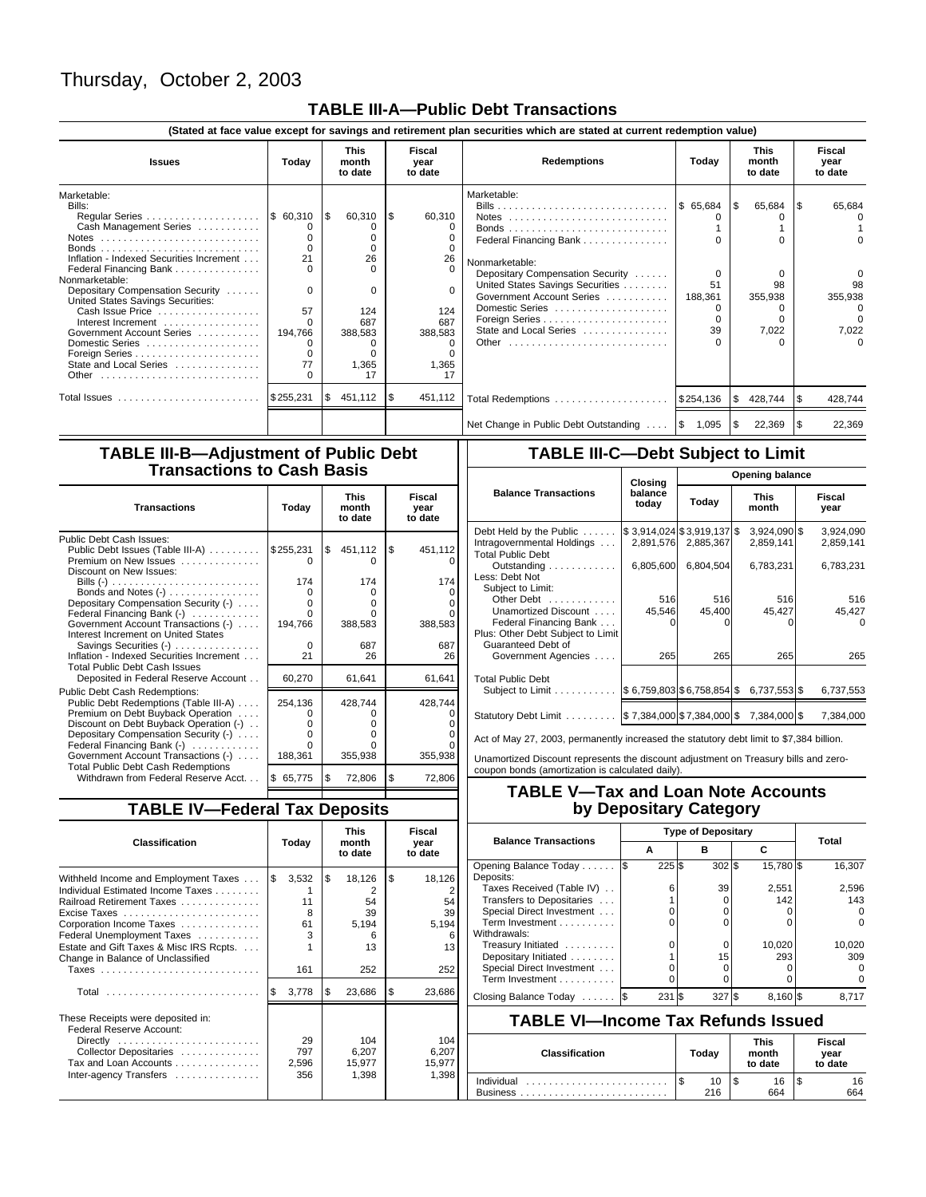Thursday, October 2, 2003

## TABLE III-A—Public Debt Transactions

(Stated at face value except for savings and retirement plan securities which are stated at current redemption value)

| Issues | Today | This month to date | Fiscal year to date |
|---|---|---|---|
| Marketable: | | | |
| Bills: | | | |
| Regular Series | $ 60,310 | $ 60,310 | $ 60,310 |
| Cash Management Series | 0 | 0 | 0 |
| Notes | 0 | 0 | 0 |
| Bonds | 0 | 0 | 0 |
| Inflation - Indexed Securities Increment | 21 | 26 | 26 |
| Federal Financing Bank | 0 | 0 | 0 |
| Nonmarketable: | | | |
| Depositary Compensation Security | 0 | 0 | 0 |
| United States Savings Securities: | | | |
| Cash Issue Price | 57 | 124 | 124 |
| Interest Increment | 0 | 687 | 687 |
| Government Account Series | 194,766 | 388,583 | 388,583 |
| Domestic Series | 0 | 0 | 0 |
| Foreign Series | 0 | 0 | 0 |
| State and Local Series | 77 | 1,365 | 1,365 |
| Other | 0 | 17 | 17 |
| Total Issues | $ 255,231 | $ 451,112 | $ 451,112 |

| Redemptions | Today | This month to date | Fiscal year to date |
|---|---|---|---|
| Marketable: | | | |
| Bills | $ 65,684 | $ 65,684 | $ 65,684 |
| Notes | 0 | 0 | 0 |
| Bonds | 1 | 1 | 1 |
| Federal Financing Bank | 0 | 0 | 0 |
| Nonmarketable: | | | |
| Depositary Compensation Security | 0 | 0 | 0 |
| United States Savings Securities | 51 | 98 | 98 |
| Government Account Series | 188,361 | 355,938 | 355,938 |
| Domestic Series | 0 | 0 | 0 |
| Foreign Series | 0 | 0 | 0 |
| State and Local Series | 39 | 7,022 | 7,022 |
| Other | 0 | 0 | 0 |
| Total Redemptions | $ 254,136 | $ 428,744 | $ 428,744 |
| Net Change in Public Debt Outstanding | $ 1,095 | $ 22,369 | $ 22,369 |

## TABLE III-B—Adjustment of Public Debt Transactions to Cash Basis

| Transactions | Today | This month to date | Fiscal year to date |
|---|---|---|---|
| Public Debt Cash Issues: | | | |
| Public Debt Issues (Table III-A) | $ 255,231 | $ 451,112 | $ 451,112 |
| Premium on New Issues | 0 | 0 | 0 |
| Discount on New Issues: | | | |
| Bills (-) | 174 | 174 | 174 |
| Bonds and Notes (-) | 0 | 0 | 0 |
| Depositary Compensation Security (-) | 0 | 0 | 0 |
| Federal Financing Bank (-) | 0 | 0 | 0 |
| Government Account Transactions (-) | 194,766 | 388,583 | 388,583 |
| Interest Increment on United States Savings Securities (-) | 0 | 687 | 687 |
| Inflation - Indexed Securities Increment | 21 | 26 | 26 |
| Total Public Debt Cash Issues Deposited in Federal Reserve Account | 60,270 | 61,641 | 61,641 |
| Public Debt Cash Redemptions: | | | |
| Public Debt Redemptions (Table III-A) | 254,136 | 428,744 | 428,744 |
| Premium on Debt Buyback Operation | 0 | 0 | 0 |
| Discount on Debt Buyback Operation (-) | 0 | 0 | 0 |
| Depositary Compensation Security (-) | 0 | 0 | 0 |
| Federal Financing Bank (-) | 0 | 0 | 0 |
| Government Account Transactions (-) | 188,361 | 355,938 | 355,938 |
| Total Public Debt Cash Redemptions Withdrawn from Federal Reserve Acct. | $ 65,775 | $ 72,806 | $ 72,806 |

## TABLE III-C—Debt Subject to Limit

| Balance Transactions | Closing balance today | Opening balance Today | Opening balance This month | Opening balance Fiscal year |
|---|---|---|---|---|
| Debt Held by the Public | $ 3,914,024 | $ 3,919,137 | $ 3,924,090 | $ 3,924,090 |
| Intragovernmental Holdings | 2,891,576 | 2,885,367 | 2,859,141 | 2,859,141 |
| Total Public Debt Outstanding | 6,805,600 | 6,804,504 | 6,783,231 | 6,783,231 |
| Less: Debt Not Subject to Limit: | | | | |
| Other Debt | 516 | 516 | 516 | 516 |
| Unamortized Discount | 45,546 | 45,400 | 45,427 | 45,427 |
| Federal Financing Bank | 0 | 0 | 0 | 0 |
| Plus: Other Debt Subject to Limit Guaranteed Debt of Government Agencies | 265 | 265 | 265 | 265 |
| Total Public Debt Subject to Limit | $ 6,759,803 | $ 6,758,854 | $ 6,737,553 | $ 6,737,553 |
| Statutory Debt Limit | $ 7,384,000 | $ 7,384,000 | $ 7,384,000 | $ 7,384,000 |

Act of May 27, 2003, permanently increased the statutory debt limit to $7,384 billion.

Unamortized Discount represents the discount adjustment on Treasury bills and zero-coupon bonds (amortization is calculated daily).

## TABLE IV—Federal Tax Deposits

| Classification | Today | This month to date | Fiscal year to date |
|---|---|---|---|
| Withheld Income and Employment Taxes | $ 3,532 | $ 18,126 | $ 18,126 |
| Individual Estimated Income Taxes | 1 | 2 | 2 |
| Railroad Retirement Taxes | 11 | 54 | 54 |
| Excise Taxes | 8 | 39 | 39 |
| Corporation Income Taxes | 61 | 5,194 | 5,194 |
| Federal Unemployment Taxes | 3 | 6 | 6 |
| Estate and Gift Taxes & Misc IRS Rcpts. | 1 | 13 | 13 |
| Change in Balance of Unclassified Taxes | 161 | 252 | 252 |
| Total | $ 3,778 | $ 23,686 | $ 23,686 |
| These Receipts were deposited in: | | | |
| Federal Reserve Account: | | | |
| Directly | 29 | 104 | 104 |
| Collector Depositaries | 797 | 6,207 | 6,207 |
| Tax and Loan Accounts | 2,596 | 15,977 | 15,977 |
| Inter-agency Transfers | 356 | 1,398 | 1,398 |

## TABLE V—Tax and Loan Note Accounts by Depositary Category

| Balance Transactions | Type of Depositary A | B | C | Total |
|---|---|---|---|---|
| Opening Balance Today | $ 225 | $ 302 | $ 15,780 | $ 16,307 |
| Deposits: | | | | |
| Taxes Received (Table IV) | 6 | 39 | 2,551 | 2,596 |
| Transfers to Depositaries | 1 | 0 | 142 | 143 |
| Special Direct Investment | 0 | 0 | 0 | 0 |
| Term Investment | 0 | 0 | 0 | 0 |
| Withdrawals: | | | | |
| Treasury Initiated | 0 | 0 | 10,020 | 10,020 |
| Depositary Initiated | 1 | 15 | 293 | 309 |
| Special Direct Investment | 0 | 0 | 0 | 0 |
| Term Investment | 0 | 0 | 0 | 0 |
| Closing Balance Today | $ 231 | $ 327 | $ 8,160 | $ 8,717 |

## TABLE VI—Income Tax Refunds Issued

| Classification | Today | This month to date | Fiscal year to date |
|---|---|---|---|
| Individual | $ 10 | $ 16 | $ 16 |
| Business | 216 | 664 | 664 |